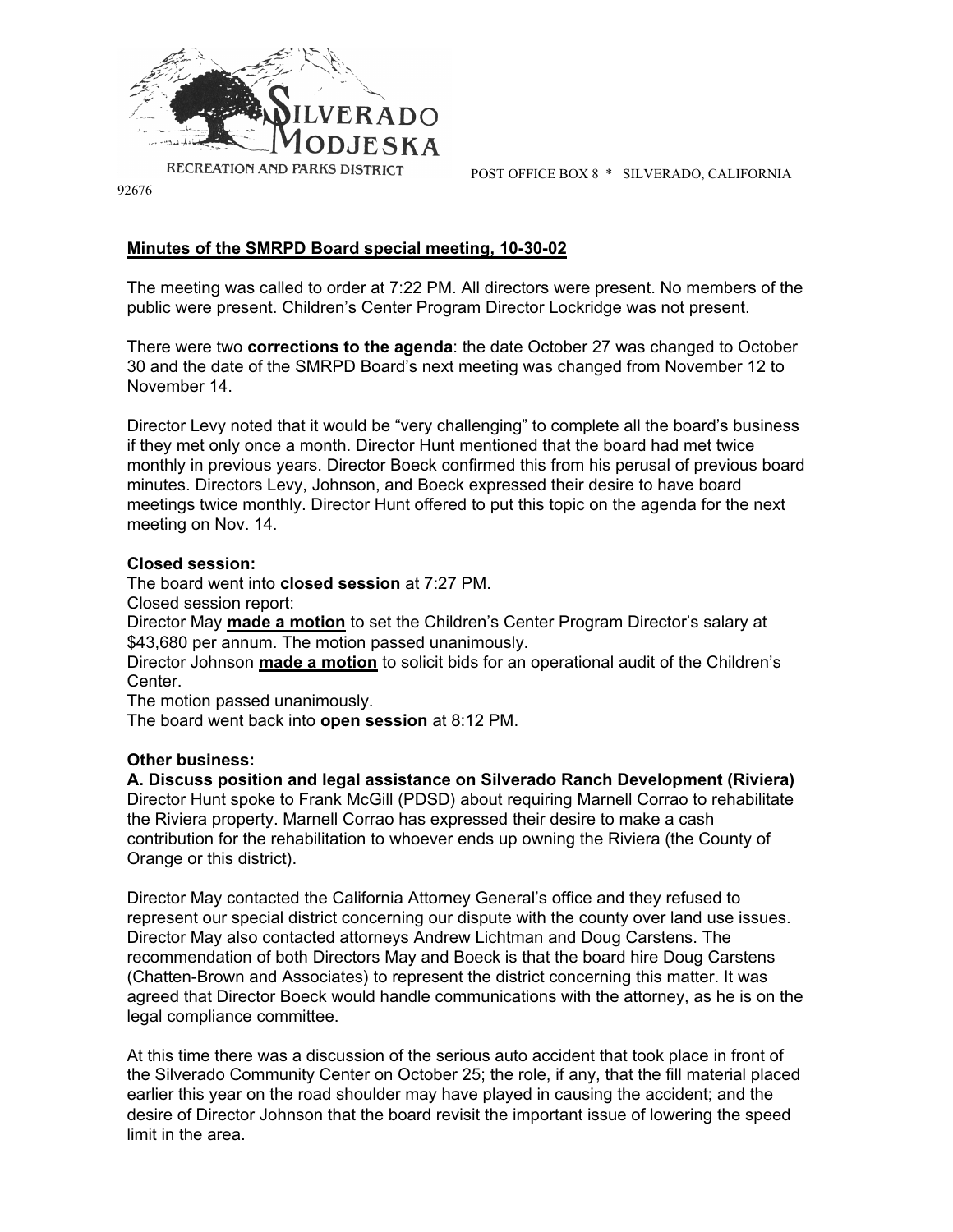SILVERADO MODJESKA

RECREATION AND PARKS DISTRICT

POST OFFICE BOX 8 * SILVERADO, CALIFORNIA 92676

## Minutes of the SMRPD Board special meeting, 10-30-02

The meeting was called to order at 7:22 PM. All directors were present. No members of the public were present. Children's Center Program Director Lockridge was not present.

There were two **corrections to the agenda**: the date October 27 was changed to October 30 and the date of the SMRPD Board's next meeting was changed from November 12 to November 14.

Director Levy noted that it would be "very challenging" to complete all the board's business if they met only once a month. Director Hunt mentioned that the board had met twice monthly in previous years. Director Boeck confirmed this from his perusal of previous board minutes. Directors Levy, Johnson, and Boeck expressed their desire to have board meetings twice monthly. Director Hunt offered to put this topic on the agenda for the next meeting on Nov. 14.

**Closed session:**

The board went into **closed session** at 7:27 PM.

Closed session report:

Director May **made a motion** to set the Children's Center Program Director's salary at $43,680 per annum. The motion passed unanimously.

Director Johnson **made a motion** to solicit bids for an operational audit of the Children's Center.

The motion passed unanimously.

The board went back into **open session** at 8:12 PM.

**Other business:**

**A. Discuss position and legal assistance on Silverado Ranch Development (Riviera)**

Director Hunt spoke to Frank McGill (PDSD) about requiring Marnell Corrao to rehabilitate the Riviera property. Marnell Corrao has expressed their desire to make a cash contribution for the rehabilitation to whoever ends up owning the Riviera (the County of Orange or this district).

Director May contacted the California Attorney General's office and they refused to represent our special district concerning our dispute with the county over land use issues. Director May also contacted attorneys Andrew Lichtman and Doug Carstens. The recommendation of both Directors May and Boeck is that the board hire Doug Carstens (Chatten-Brown and Associates) to represent the district concerning this matter. It was agreed that Director Boeck would handle communications with the attorney, as he is on the legal compliance committee.

At this time there was a discussion of the serious auto accident that took place in front of the Silverado Community Center on October 25; the role, if any, that the fill material placed earlier this year on the road shoulder may have played in causing the accident; and the desire of Director Johnson that the board revisit the important issue of lowering the speed limit in the area.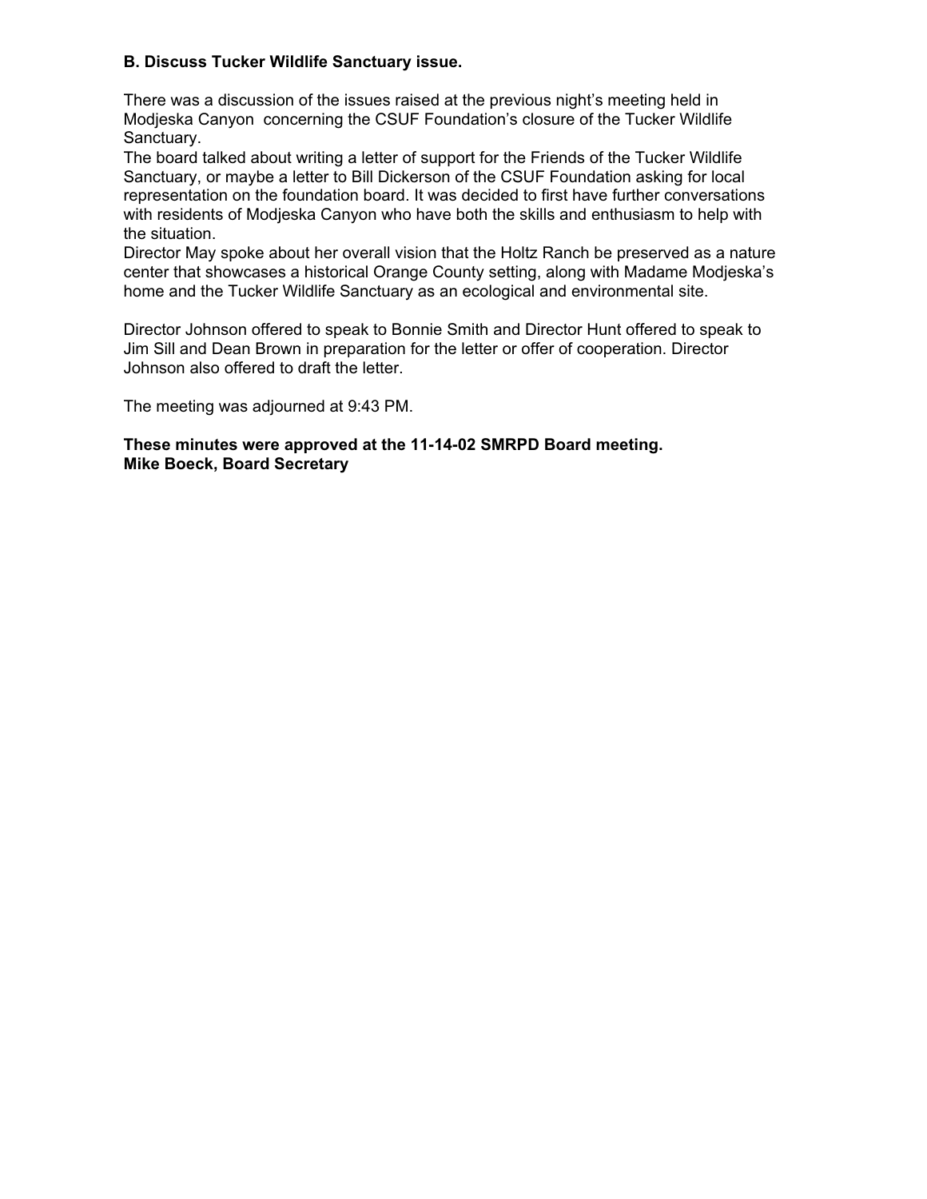**B. Discuss Tucker Wildlife Sanctuary issue.**

There was a discussion of the issues raised at the previous night's meeting held in Modjeska Canyon concerning the CSUF Foundation's closure of the Tucker Wildlife Sanctuary.
The board talked about writing a letter of support for the Friends of the Tucker Wildlife Sanctuary, or maybe a letter to Bill Dickerson of the CSUF Foundation asking for local representation on the foundation board. It was decided to first have further conversations with residents of Modjeska Canyon who have both the skills and enthusiasm to help with the situation.
Director May spoke about her overall vision that the Holtz Ranch be preserved as a nature center that showcases a historical Orange County setting, along with Madame Modjeska's home and the Tucker Wildlife Sanctuary as an ecological and environmental site.

Director Johnson offered to speak to Bonnie Smith and Director Hunt offered to speak to Jim Sill and Dean Brown in preparation for the letter or offer of cooperation. Director Johnson also offered to draft the letter.

The meeting was adjourned at 9:43 PM.

**These minutes were approved at the 11-14-02 SMRPD Board meeting.**
**Mike Boeck, Board Secretary**